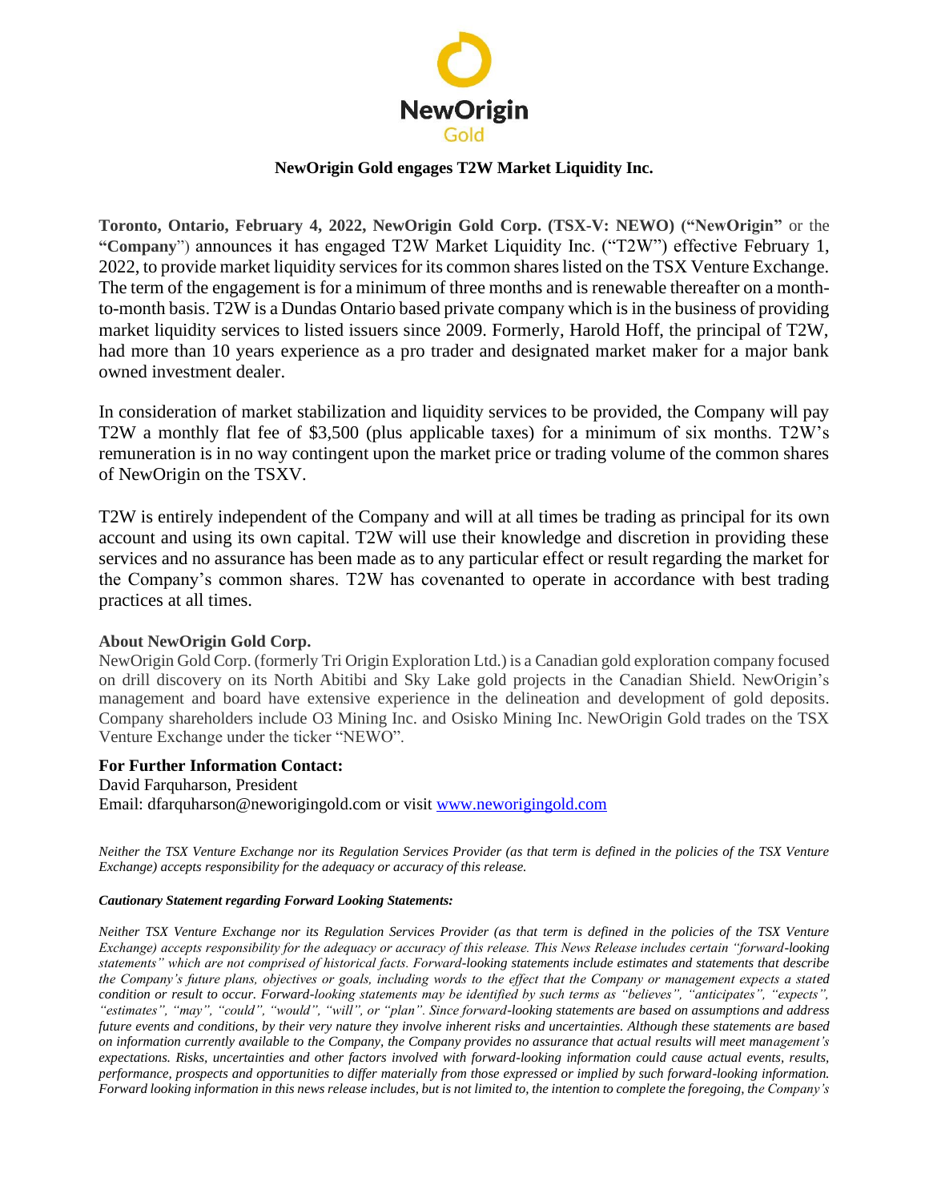NewOrigin
Gold

# NewOrigin Gold engages T2W Market Liquidity Inc.

**Toronto, Ontario, February 4, 2022, NewOrigin Gold Corp. (TSX-V: NEWO) ("NewOrigin"** or the "**Company**") announces it has engaged T2W Market Liquidity Inc. ("T2W") effective February 1, 2022, to provide market liquidity services for its common shares listed on the TSX Venture Exchange. The term of the engagement is for a minimum of three months and is renewable thereafter on a month-to-month basis. T2W is a Dundas Ontario based private company which is in the business of providing market liquidity services to listed issuers since 2009. Formerly, Harold Hoff, the principal of T2W, had more than 10 years experience as a pro trader and designated market maker for a major bank owned investment dealer.

In consideration of market stabilization and liquidity services to be provided, the Company will pay T2W a monthly flat fee of $3,500 (plus applicable taxes) for a minimum of six months. T2W's remuneration is in no way contingent upon the market price or trading volume of the common shares of NewOrigin on the TSXV.

T2W is entirely independent of the Company and will at all times be trading as principal for its own account and using its own capital. T2W will use their knowledge and discretion in providing these services and no assurance has been made as to any particular effect or result regarding the market for the Company's common shares. T2W has covenanted to operate in accordance with best trading practices at all times.

**About NewOrigin Gold Corp.**

NewOrigin Gold Corp. (formerly Tri Origin Exploration Ltd.) is a Canadian gold exploration company focused on drill discovery on its North Abitibi and Sky Lake gold projects in the Canadian Shield. NewOrigin's management and board have extensive experience in the delineation and development of gold deposits. Company shareholders include O3 Mining Inc. and Osisko Mining Inc. NewOrigin Gold trades on the TSX Venture Exchange under the ticker "NEWO".

**For Further Information Contact:**

David Farquharson, President
Email: dfarquharson@neworigingold.com or visit www.neworigingold.com

*Neither the TSX Venture Exchange nor its Regulation Services Provider (as that term is defined in the policies of the TSX Venture Exchange) accepts responsibility for the adequacy or accuracy of this release.*

***Cautionary Statement regarding Forward Looking Statements:***

*Neither TSX Venture Exchange nor its Regulation Services Provider (as that term is defined in the policies of the TSX Venture Exchange) accepts responsibility for the adequacy or accuracy of this release. This News Release includes certain "forward-looking statements" which are not comprised of historical facts. Forward-looking statements include estimates and statements that describe the Company's future plans, objectives or goals, including words to the effect that the Company or management expects a stated condition or result to occur. Forward-looking statements may be identified by such terms as "believes", "anticipates", "expects", "estimates", "may", "could", "would", "will", or "plan". Since forward-looking statements are based on assumptions and address future events and conditions, by their very nature they involve inherent risks and uncertainties. Although these statements are based on information currently available to the Company, the Company provides no assurance that actual results will meet management's expectations. Risks, uncertainties and other factors involved with forward-looking information could cause actual events, results, performance, prospects and opportunities to differ materially from those expressed or implied by such forward-looking information. Forward looking information in this news release includes, but is not limited to, the intention to complete the foregoing, the Company's*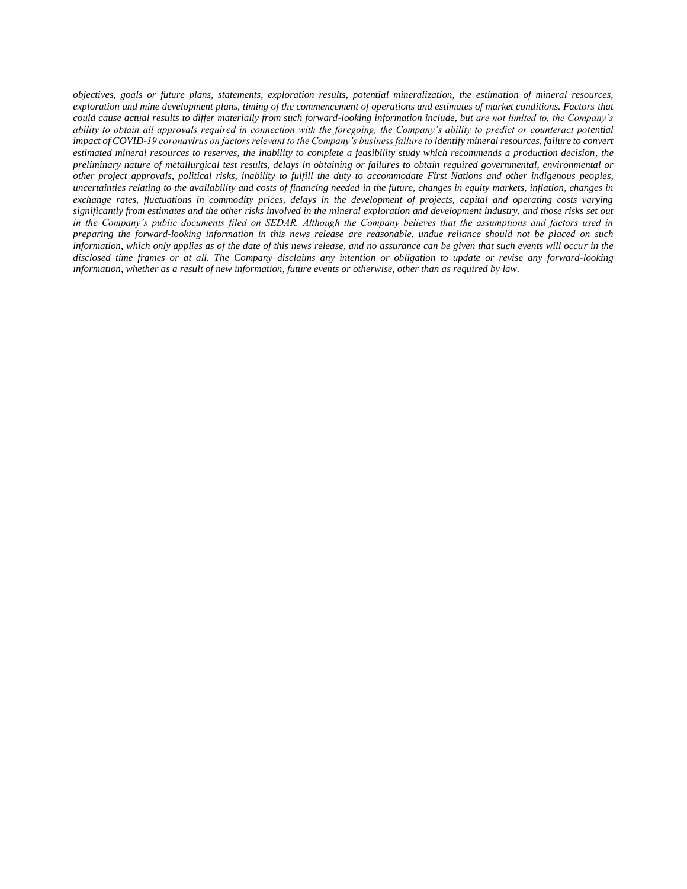*objectives, goals or future plans, statements, exploration results, potential mineralization, the estimation of mineral resources, exploration and mine development plans, timing of the commencement of operations and estimates of market conditions. Factors that could cause actual results to differ materially from such forward-looking information include, but are not limited to, the Company's ability to obtain all approvals required in connection with the foregoing, the Company's ability to predict or counteract potential impact of COVID-19 coronavirus on factors relevant to the Company's business failure to identify mineral resources, failure to convert estimated mineral resources to reserves, the inability to complete a feasibility study which recommends a production decision, the preliminary nature of metallurgical test results, delays in obtaining or failures to obtain required governmental, environmental or other project approvals, political risks, inability to fulfill the duty to accommodate First Nations and other indigenous peoples, uncertainties relating to the availability and costs of financing needed in the future, changes in equity markets, inflation, changes in exchange rates, fluctuations in commodity prices, delays in the development of projects, capital and operating costs varying significantly from estimates and the other risks involved in the mineral exploration and development industry, and those risks set out in the Company's public documents filed on SEDAR. Although the Company believes that the assumptions and factors used in preparing the forward-looking information in this news release are reasonable, undue reliance should not be placed on such information, which only applies as of the date of this news release, and no assurance can be given that such events will occur in the disclosed time frames or at all. The Company disclaims any intention or obligation to update or revise any forward-looking information, whether as a result of new information, future events or otherwise, other than as required by law.*